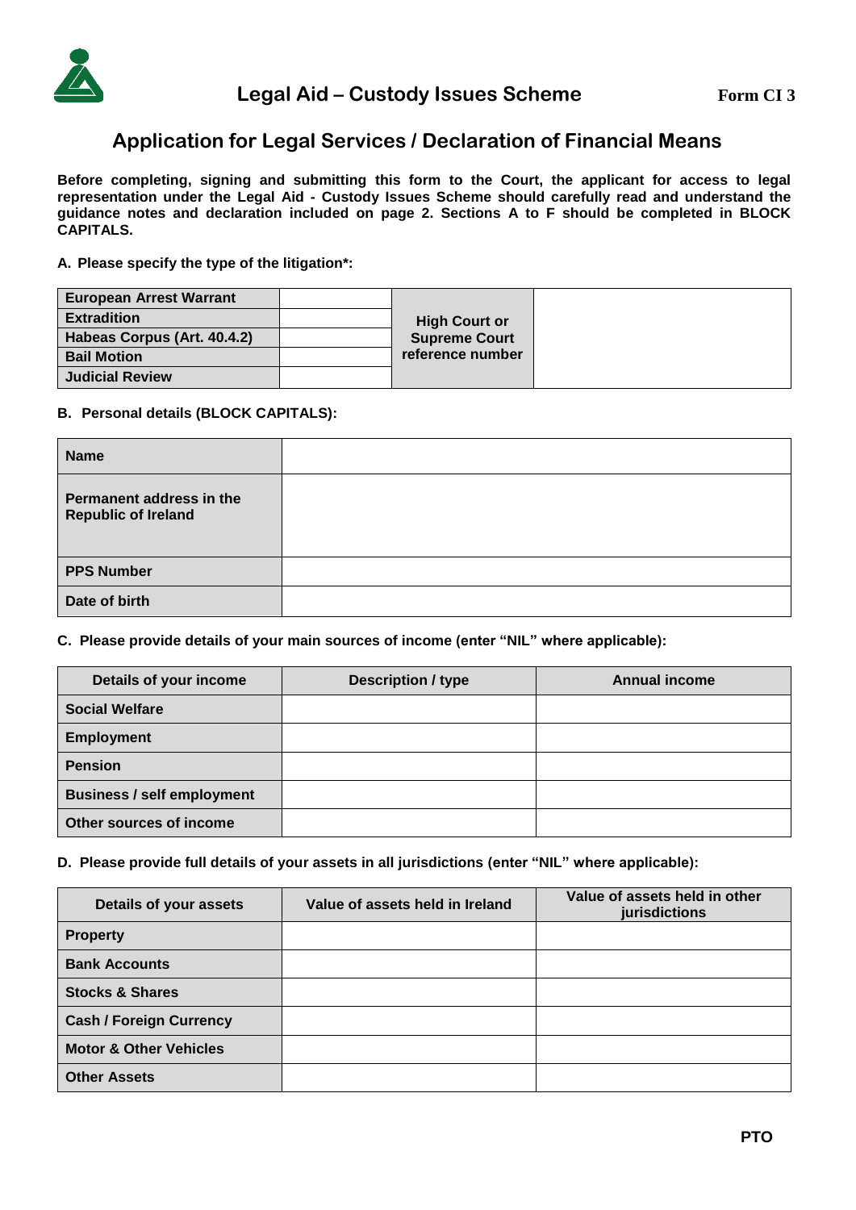# Legal Aid – Custody Issues Scheme

**Form CI 3**

## Application for Legal Services / Declaration of Financial Means

**Before completing, signing and submitting this form to the Court, the applicant for access to legal representation under the Legal Aid - Custody Issues Scheme should carefully read and understand the guidance notes and declaration included on page 2. Sections A to F should be completed in BLOCK CAPITALS.**

**A. Please specify the type of the litigation*:**

| | | | |
|---|---|---|---|
| **European Arrest Warrant** | | **High Court or Supreme Court reference number** | |
| **Extradition** | | | |
| **Habeas Corpus (Art. 40.4.2)** | | | |
| **Bail Motion** | | | |
| **Judicial Review** | | | |

**B. Personal details (BLOCK CAPITALS):**

| | |
|---|---|
| **Name** | |
| **Permanent address in the Republic of Ireland** | |
| **PPS Number** | |
| **Date of birth** | |

**C. Please provide details of your main sources of income (enter "NIL" where applicable):**

| Details of your income | Description / type | Annual income |
|---|---|---|
| **Social Welfare** | | |
| **Employment** | | |
| **Pension** | | |
| **Business / self employment** | | |
| **Other sources of income** | | |

**D. Please provide full details of your assets in all jurisdictions (enter "NIL" where applicable):**

| Details of your assets | Value of assets held in Ireland | Value of assets held in other jurisdictions |
|---|---|---|
| **Property** | | |
| **Bank Accounts** | | |
| **Stocks & Shares** | | |
| **Cash / Foreign Currency** | | |
| **Motor & Other Vehicles** | | |
| **Other Assets** | | |

**PTO**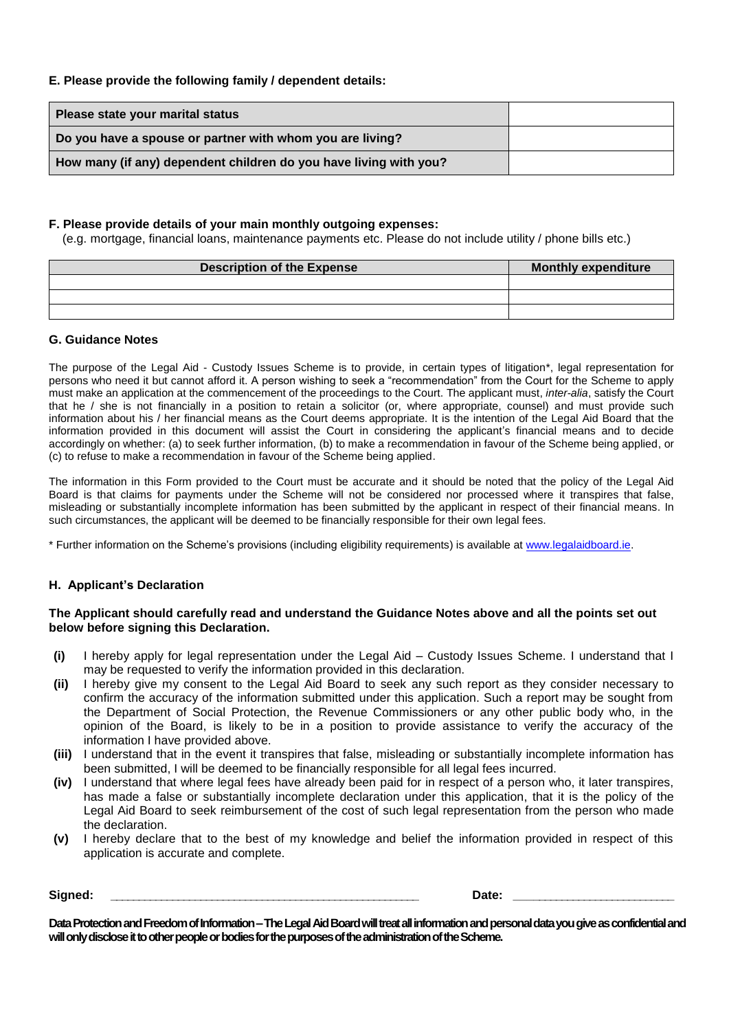**E. Please provide the following family / dependent details:**

| | |
|---|---|
| **Please state your marital status** | |
| **Do you have a spouse or partner with whom you are living?** | |
| **How many (if any) dependent children do you have living with you?** | |

**F. Please provide details of your main monthly outgoing expenses:**

(e.g. mortgage, financial loans, maintenance payments etc. Please do not include utility / phone bills etc.)

| Description of the Expense | Monthly expenditure |
|---|---|
| | |
| | |
| | |

**G. Guidance Notes**

The purpose of the Legal Aid - Custody Issues Scheme is to provide, in certain types of litigation*, legal representation for persons who need it but cannot afford it. A person wishing to seek a "recommendation" from the Court for the Scheme to apply must make an application at the commencement of the proceedings to the Court. The applicant must, *inter-alia*, satisfy the Court that he / she is not financially in a position to retain a solicitor (or, where appropriate, counsel) and must provide such information about his / her financial means as the Court deems appropriate. It is the intention of the Legal Aid Board that the information provided in this document will assist the Court in considering the applicant's financial means and to decide accordingly on whether: (a) to seek further information, (b) to make a recommendation in favour of the Scheme being applied, or (c) to refuse to make a recommendation in favour of the Scheme being applied.

The information in this Form provided to the Court must be accurate and it should be noted that the policy of the Legal Aid Board is that claims for payments under the Scheme will not be considered nor processed where it transpires that false, misleading or substantially incomplete information has been submitted by the applicant in respect of their financial means. In such circumstances, the applicant will be deemed to be financially responsible for their own legal fees.

* Further information on the Scheme's provisions (including eligibility requirements) is available at www.legalaidboard.ie.

**H. Applicant's Declaration**

**The Applicant should carefully read and understand the Guidance Notes above and all the points set out below before signing this Declaration.**

- **(i)** I hereby apply for legal representation under the Legal Aid – Custody Issues Scheme. I understand that I may be requested to verify the information provided in this declaration.
- **(ii)** I hereby give my consent to the Legal Aid Board to seek any such report as they consider necessary to confirm the accuracy of the information submitted under this application. Such a report may be sought from the Department of Social Protection, the Revenue Commissioners or any other public body who, in the opinion of the Board, is likely to be in a position to provide assistance to verify the accuracy of the information I have provided above.
- **(iii)** I understand that in the event it transpires that false, misleading or substantially incomplete information has been submitted, I will be deemed to be financially responsible for all legal fees incurred.
- **(iv)** I understand that where legal fees have already been paid for in respect of a person who, it later transpires, has made a false or substantially incomplete declaration under this application, that it is the policy of the Legal Aid Board to seek reimbursement of the cost of such legal representation from the person who made the declaration.
- **(v)** I hereby declare that to the best of my knowledge and belief the information provided in respect of this application is accurate and complete.

**Signed:** ____________________________________________ **Date:** ______________________

**Data Protection and Freedom of Information – The Legal Aid Board will treat all information and personal data you give as confidential and will only disclose it to other people or bodies for the purposes of the administration of the Scheme.**